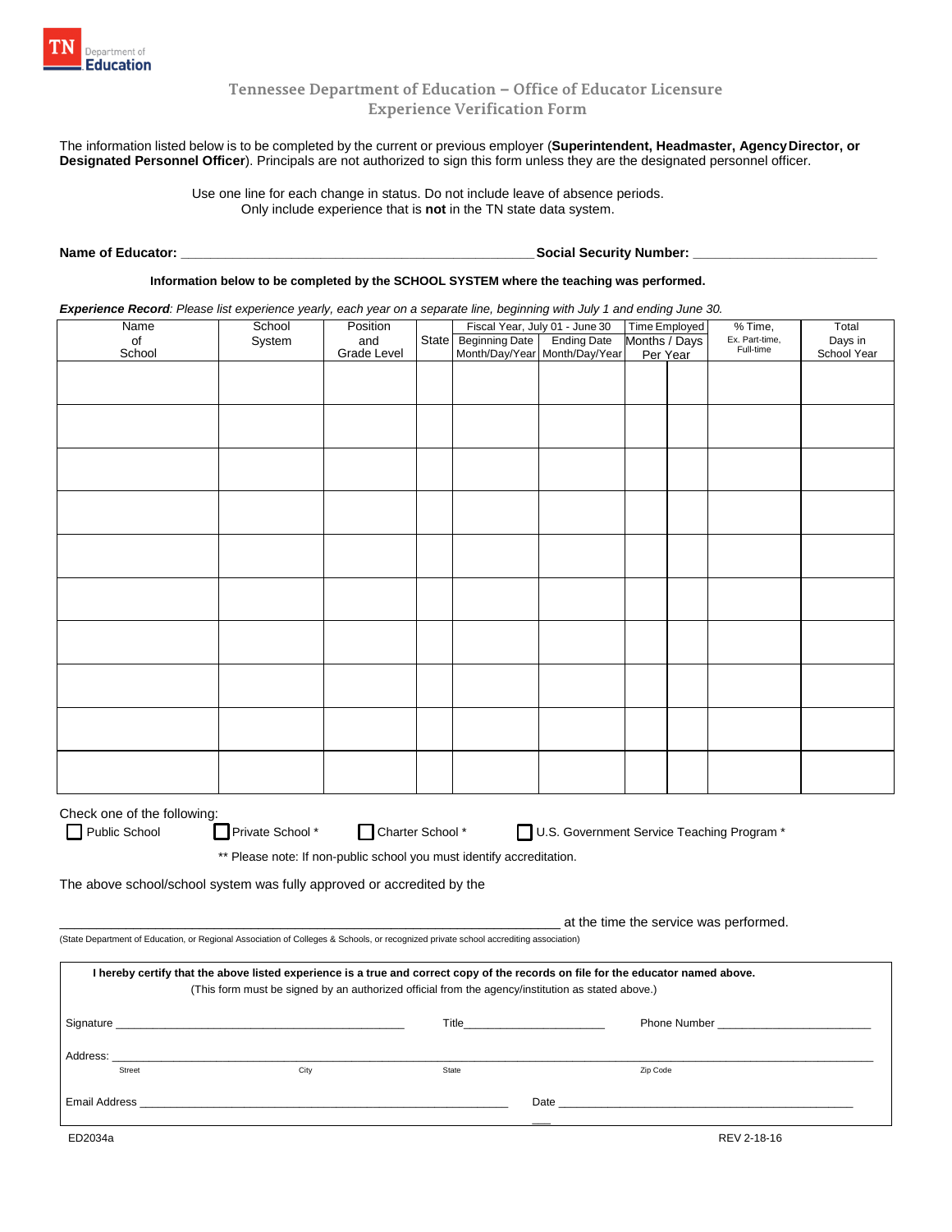TN Department of Education

# Tennessee Department of Education – Office of Educator Licensure
## Experience Verification Form

The information listed below is to be completed by the current or previous employer (**Superintendent, Headmaster, Agency Director, or Designated Personnel Officer**). Principals are not authorized to sign this form unless they are the designated personnel officer.

Use one line for each change in status. Do not include leave of absence periods.
Only include experience that is **not** in the TN state data system.

**Name of Educator:** ______________________________________________ **Social Security Number:** ________________________

**Information below to be completed by the SCHOOL SYSTEM where the teaching was performed.**

***Experience Record**: Please list experience yearly, each year on a separate line, beginning with July 1 and ending June 30.*

| Name of School | School System | Position and Grade Level | State | Fiscal Year, July 01 - June 30 | | Time Employed | | % Time, Ex. Part-time, Full-time | Total Days in School Year |
|---|---|---|---|---|---|---|---|---|---|
| | | | | Beginning Date Month/Day/Year | Ending Date Month/Day/Year | Months / Days Per Year | | | |
| | | | | | | | | | |
| | | | | | | | | | |
| | | | | | | | | | |
| | | | | | | | | | |
| | | | | | | | | | |
| | | | | | | | | | |
| | | | | | | | | | |
| | | | | | | | | | |
| | | | | | | | | | |
| | | | | | | | | | |

Check one of the following:

☐ Public School ☐ Private School * ☐ Charter School * ☐ U.S. Government Service Teaching Program *

** Please note: If non-public school you must identify accreditation.

The above school/school system was fully approved or accredited by the

____________________________________________________________________ at the time the service was performed.

(State Department of Education, or Regional Association of Colleges & Schools, or recognized private school accrediting association)

**I hereby certify that the above listed experience is a true and correct copy of the records on file for the educator named above.**
(This form must be signed by an authorized official from the agency/institution as stated above.)

Signature ______________________________________________ Title______________________ Phone Number ________________________

Address: ____________________________________________________________________________________________________________
Street City State Zip Code

Email Address __________________________________________________________ Date ______________________________________________

ED2034a REV 2-18-16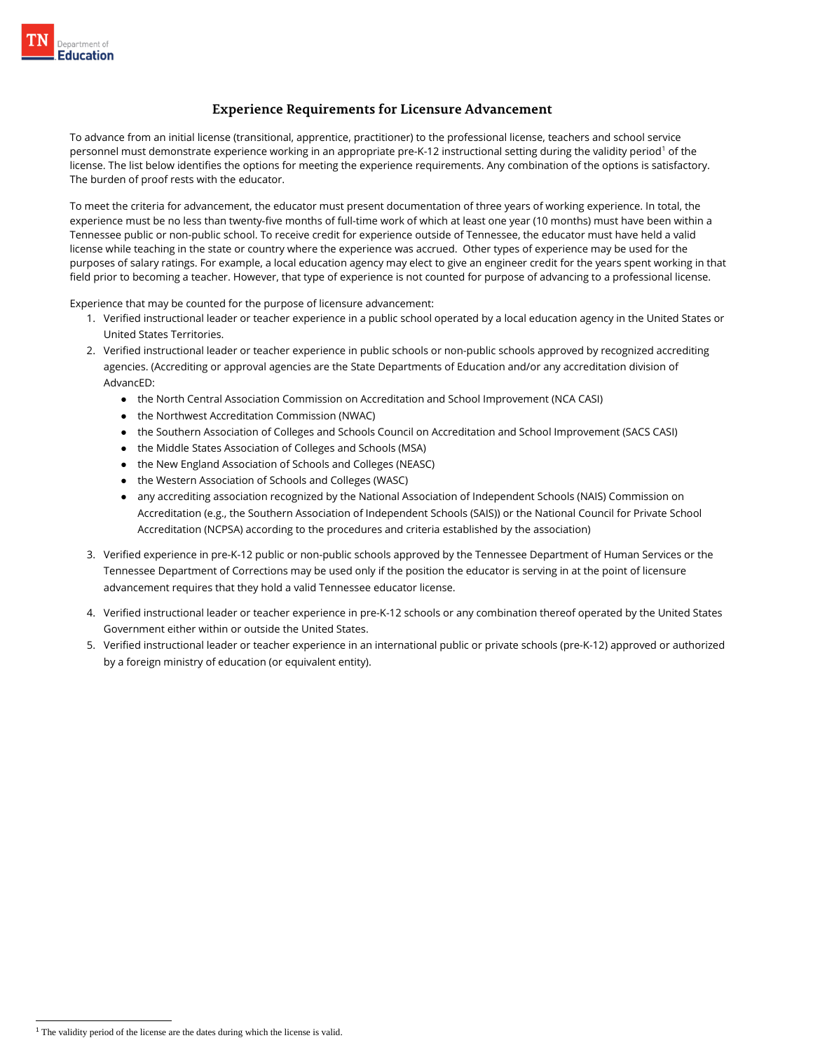## Experience Requirements for Licensure Advancement

To advance from an initial license (transitional, apprentice, practitioner) to the professional license, teachers and school service personnel must demonstrate experience working in an appropriate pre-K-12 instructional setting during the validity period[1] of the license. The list below identifies the options for meeting the experience requirements. Any combination of the options is satisfactory. The burden of proof rests with the educator.

To meet the criteria for advancement, the educator must present documentation of three years of working experience. In total, the experience must be no less than twenty-five months of full-time work of which at least one year (10 months) must have been within a Tennessee public or non-public school. To receive credit for experience outside of Tennessee, the educator must have held a valid license while teaching in the state or country where the experience was accrued. Other types of experience may be used for the purposes of salary ratings. For example, a local education agency may elect to give an engineer credit for the years spent working in that field prior to becoming a teacher. However, that type of experience is not counted for purpose of advancing to a professional license.

Experience that may be counted for the purpose of licensure advancement:

1. Verified instructional leader or teacher experience in a public school operated by a local education agency in the United States or United States Territories.
2. Verified instructional leader or teacher experience in public schools or non-public schools approved by recognized accrediting agencies. (Accrediting or approval agencies are the State Departments of Education and/or any accreditation division of AdvancED:
   - the North Central Association Commission on Accreditation and School Improvement (NCA CASI)
   - the Northwest Accreditation Commission (NWAC)
   - the Southern Association of Colleges and Schools Council on Accreditation and School Improvement (SACS CASI)
   - the Middle States Association of Colleges and Schools (MSA)
   - the New England Association of Schools and Colleges (NEASC)
   - the Western Association of Schools and Colleges (WASC)
   - any accrediting association recognized by the National Association of Independent Schools (NAIS) Commission on Accreditation (e.g., the Southern Association of Independent Schools (SAIS)) or the National Council for Private School Accreditation (NCPSA) according to the procedures and criteria established by the association)
3. Verified experience in pre-K-12 public or non-public schools approved by the Tennessee Department of Human Services or the Tennessee Department of Corrections may be used only if the position the educator is serving in at the point of licensure advancement requires that they hold a valid Tennessee educator license.
4. Verified instructional leader or teacher experience in pre-K-12 schools or any combination thereof operated by the United States Government either within or outside the United States.
5. Verified instructional leader or teacher experience in an international public or private schools (pre-K-12) approved or authorized by a foreign ministry of education (or equivalent entity).

[1] The validity period of the license are the dates during which the license is valid.